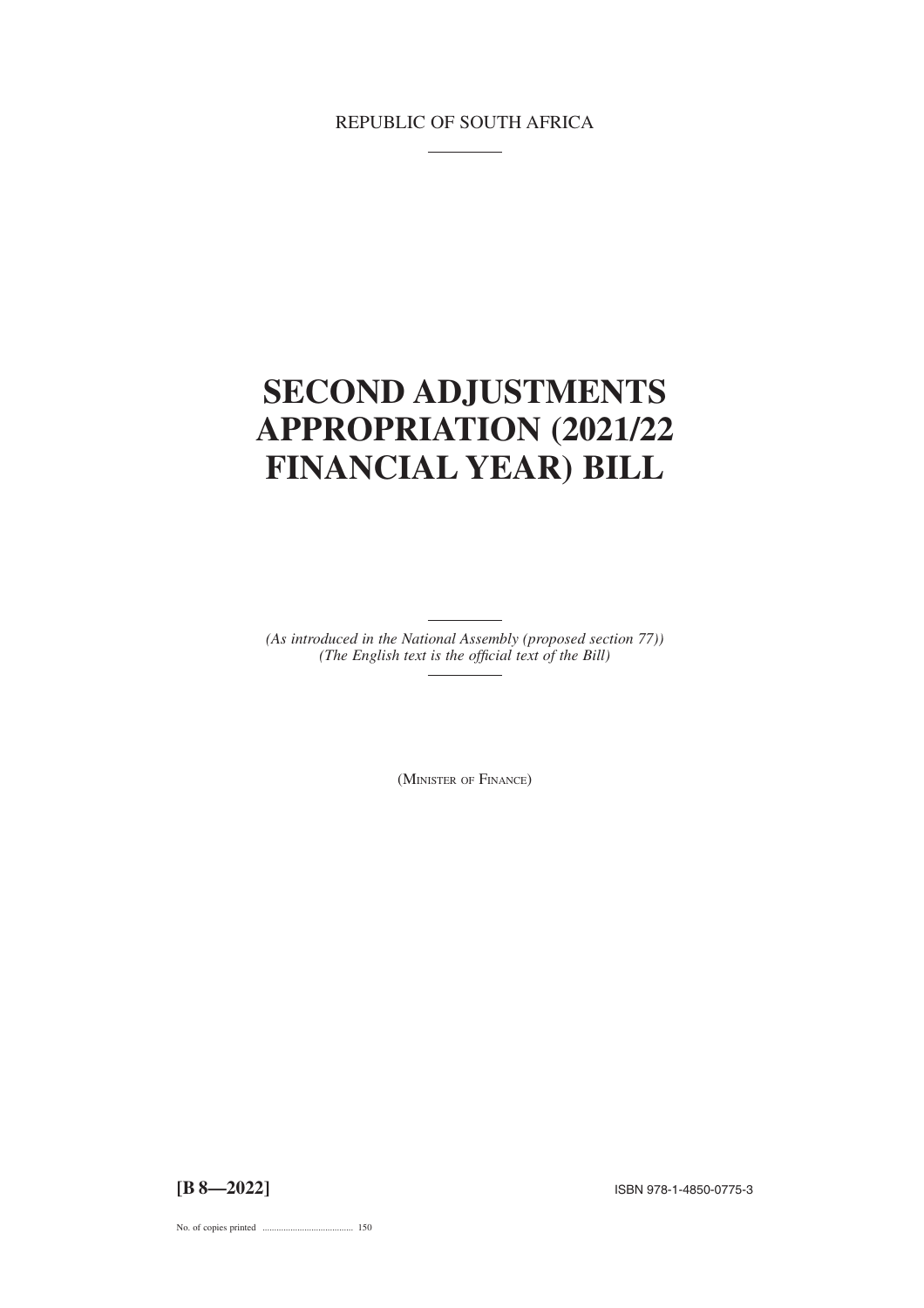REPUBLIC OF SOUTH AFRICA

# SECOND ADJUSTMENTS APPROPRIATION (2021/22 FINANCIAL YEAR) BILL

*(As introduced in the National Assembly (proposed section 77))*
*(The English text is the official text of the Bill)*

(MINISTER OF FINANCE)

**[B 8—2022]**

ISBN 978-1-4850-0775-3

No. of copies printed ...................................... 150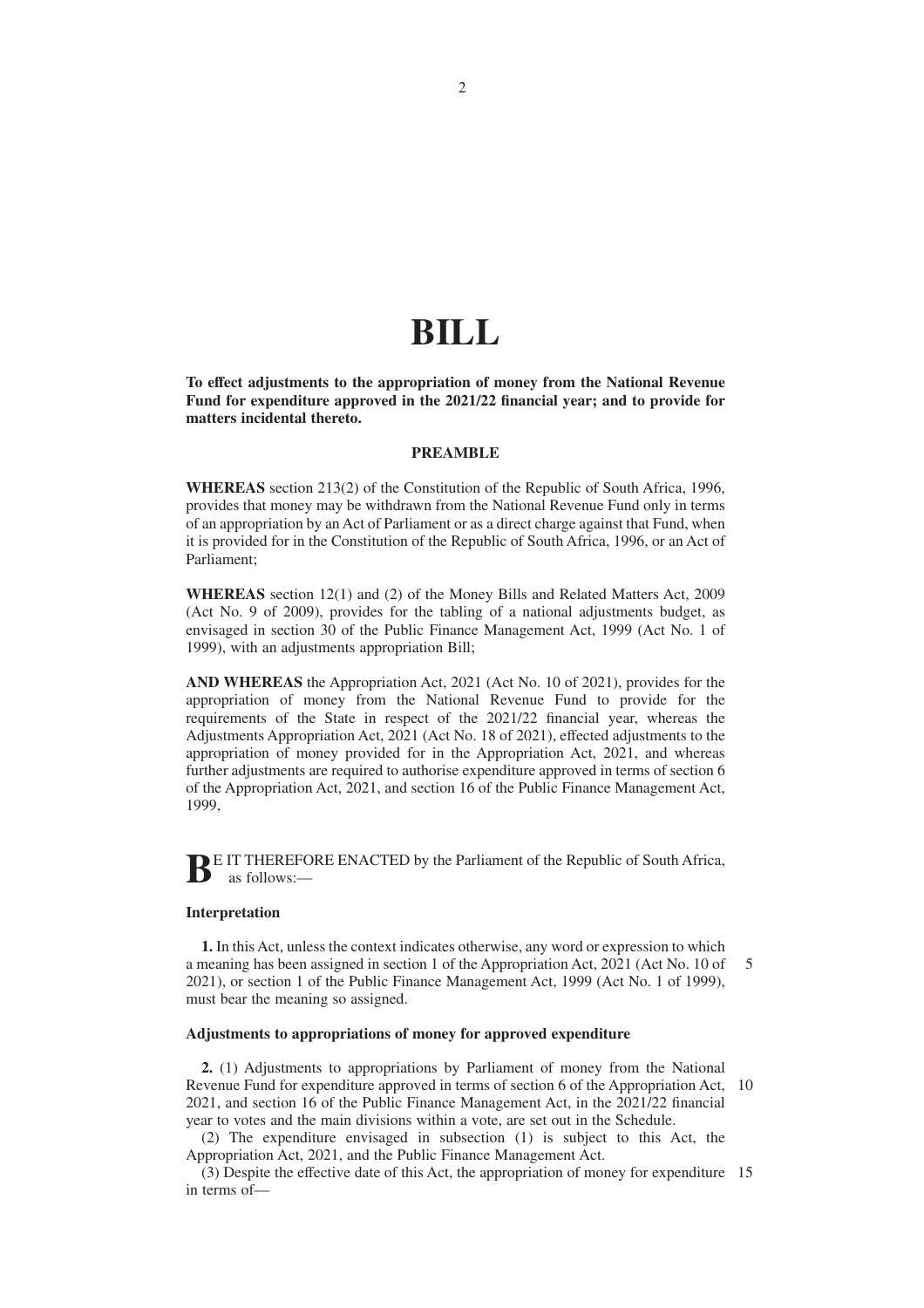# BILL

**To effect adjustments to the appropriation of money from the National Revenue Fund for expenditure approved in the 2021/22 financial year; and to provide for matters incidental thereto.**

**PREAMBLE**

**WHEREAS** section 213(2) of the Constitution of the Republic of South Africa, 1996, provides that money may be withdrawn from the National Revenue Fund only in terms of an appropriation by an Act of Parliament or as a direct charge against that Fund, when it is provided for in the Constitution of the Republic of South Africa, 1996, or an Act of Parliament;

**WHEREAS** section 12(1) and (2) of the Money Bills and Related Matters Act, 2009 (Act No. 9 of 2009), provides for the tabling of a national adjustments budget, as envisaged in section 30 of the Public Finance Management Act, 1999 (Act No. 1 of 1999), with an adjustments appropriation Bill;

**AND WHEREAS** the Appropriation Act, 2021 (Act No. 10 of 2021), provides for the appropriation of money from the National Revenue Fund to provide for the requirements of the State in respect of the 2021/22 financial year, whereas the Adjustments Appropriation Act, 2021 (Act No. 18 of 2021), effected adjustments to the appropriation of money provided for in the Appropriation Act, 2021, and whereas further adjustments are required to authorise expenditure approved in terms of section 6 of the Appropriation Act, 2021, and section 16 of the Public Finance Management Act, 1999,

**B**E IT THEREFORE ENACTED by the Parliament of the Republic of South Africa, as follows:—

**Interpretation**

**1.** In this Act, unless the context indicates otherwise, any word or expression to which a meaning has been assigned in section 1 of the Appropriation Act, 2021 (Act No. 10 of 2021), or section 1 of the Public Finance Management Act, 1999 (Act No. 1 of 1999), must bear the meaning so assigned.

**Adjustments to appropriations of money for approved expenditure**

**2.** (1) Adjustments to appropriations by Parliament of money from the National Revenue Fund for expenditure approved in terms of section 6 of the Appropriation Act, 2021, and section 16 of the Public Finance Management Act, in the 2021/22 financial year to votes and the main divisions within a vote, are set out in the Schedule.

(2) The expenditure envisaged in subsection (1) is subject to this Act, the Appropriation Act, 2021, and the Public Finance Management Act.

(3) Despite the effective date of this Act, the appropriation of money for expenditure in terms of—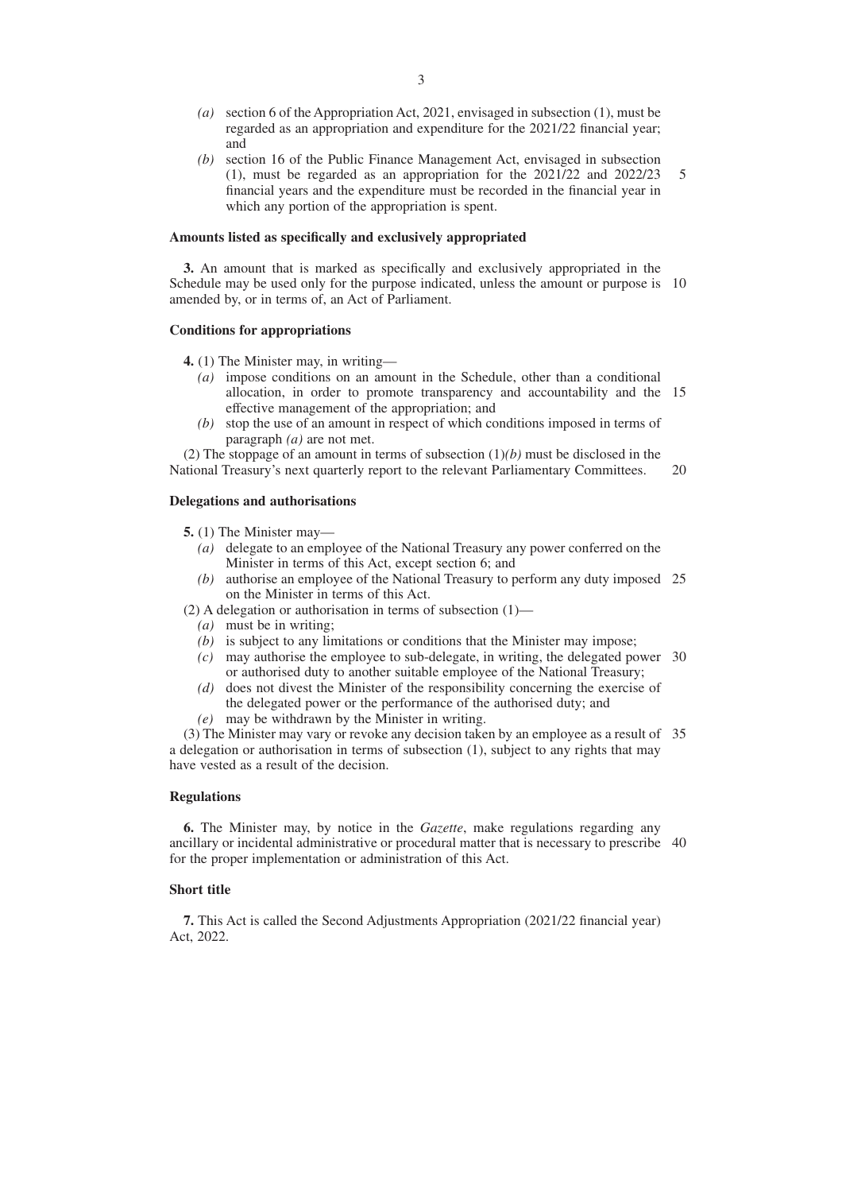*(a)* section 6 of the Appropriation Act, 2021, envisaged in subsection (1), must be regarded as an appropriation and expenditure for the 2021/22 financial year; and

*(b)* section 16 of the Public Finance Management Act, envisaged in subsection (1), must be regarded as an appropriation for the 2021/22 and 2022/23 financial years and the expenditure must be recorded in the financial year in which any portion of the appropriation is spent.

**Amounts listed as specifically and exclusively appropriated**

**3.** An amount that is marked as specifically and exclusively appropriated in the Schedule may be used only for the purpose indicated, unless the amount or purpose is amended by, or in terms of, an Act of Parliament.

**Conditions for appropriations**

**4.** (1) The Minister may, in writing—

*(a)* impose conditions on an amount in the Schedule, other than a conditional allocation, in order to promote transparency and accountability and the effective management of the appropriation; and

*(b)* stop the use of an amount in respect of which conditions imposed in terms of paragraph *(a)* are not met.

(2) The stoppage of an amount in terms of subsection (1)*(b)* must be disclosed in the National Treasury's next quarterly report to the relevant Parliamentary Committees.

**Delegations and authorisations**

**5.** (1) The Minister may—

*(a)* delegate to an employee of the National Treasury any power conferred on the Minister in terms of this Act, except section 6; and

*(b)* authorise an employee of the National Treasury to perform any duty imposed on the Minister in terms of this Act.

(2) A delegation or authorisation in terms of subsection (1)—

*(a)* must be in writing;

*(b)* is subject to any limitations or conditions that the Minister may impose;

*(c)* may authorise the employee to sub-delegate, in writing, the delegated power or authorised duty to another suitable employee of the National Treasury;

*(d)* does not divest the Minister of the responsibility concerning the exercise of the delegated power or the performance of the authorised duty; and

*(e)* may be withdrawn by the Minister in writing.

(3) The Minister may vary or revoke any decision taken by an employee as a result of a delegation or authorisation in terms of subsection (1), subject to any rights that may have vested as a result of the decision.

**Regulations**

**6.** The Minister may, by notice in the *Gazette*, make regulations regarding any ancillary or incidental administrative or procedural matter that is necessary to prescribe for the proper implementation or administration of this Act.

**Short title**

**7.** This Act is called the Second Adjustments Appropriation (2021/22 financial year) Act, 2022.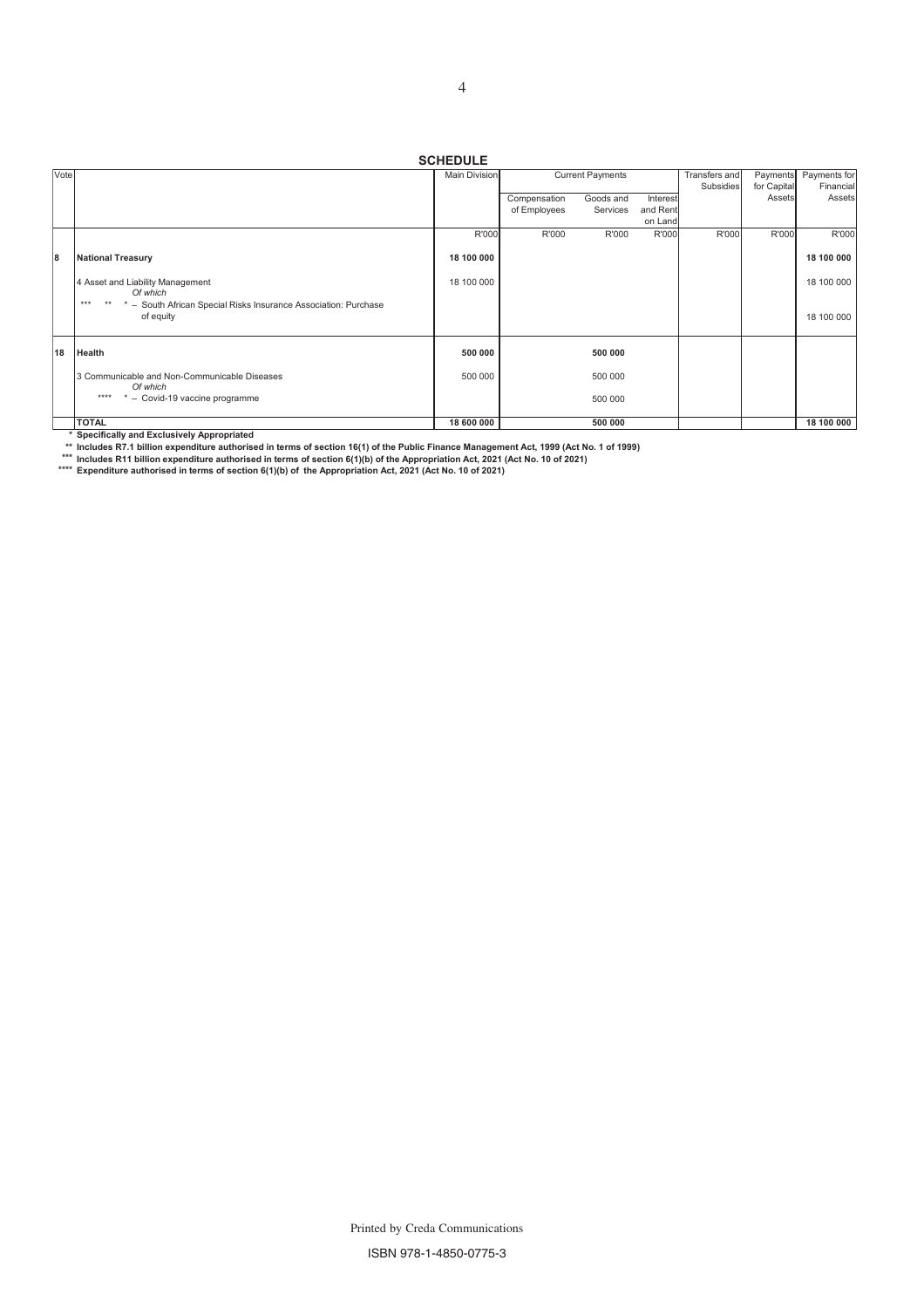## SCHEDULE

| Vote | | Main Division | Current Payments | | | Transfers and Subsidies | Payments for Capital Assets | Payments for Financial Assets |
|---|---|---|---|---|---|---|---|---|
| | | | Compensation of Employees | Goods and Services | Interest and Rent on Land | | | |
| | | R'000 | R'000 | R'000 | R'000 | R'000 | R'000 | R'000 |
| 8 | **National Treasury** | **18 100 000** | | | | | | **18 100 000** |
| | 4 Asset and Liability Management *Of which* | 18 100 000 | | | | | | 18 100 000 |
| | *** ** * – South African Special Risks Insurance Association: Purchase of equity | | | | | | | 18 100 000 |
| 18 | **Health** | **500 000** | | **500 000** | | | | |
| | 3 Communicable and Non-Communicable Diseases *Of which* | 500 000 | | 500 000 | | | | |
| | **** * – Covid-19 vaccine programme | | | 500 000 | | | | |
| | **TOTAL** | **18 600 000** | | **500 000** | | | | **18 100 000** |

\* **Specifically and Exclusively Appropriated**

** **Includes R7.1 billion expenditure authorised in terms of section 16(1) of the Public Finance Management Act, 1999 (Act No. 1 of 1999)**

*** **Includes R11 billion expenditure authorised in terms of section 6(1)(b) of the Appropriation Act, 2021 (Act No. 10 of 2021)**

**** **Expenditure authorised in terms of section 6(1)(b) of the Appropriation Act, 2021 (Act No. 10 of 2021)**

Printed by Creda Communications

ISBN 978-1-4850-0775-3